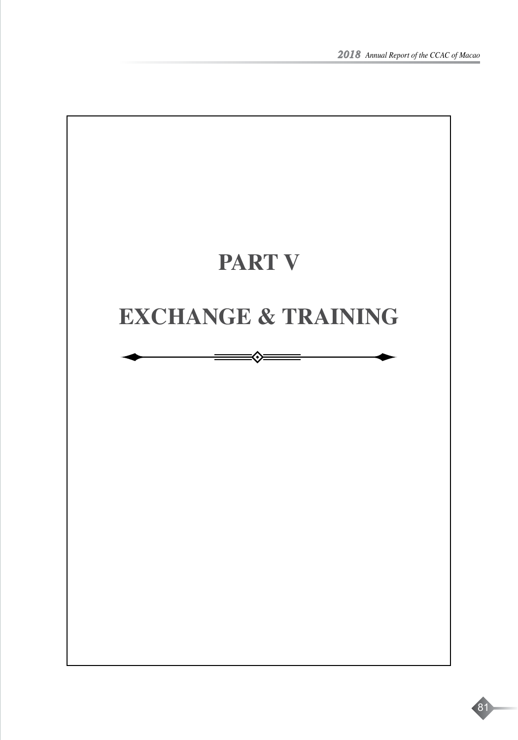# PART V

# EXCHANGE & TRAINING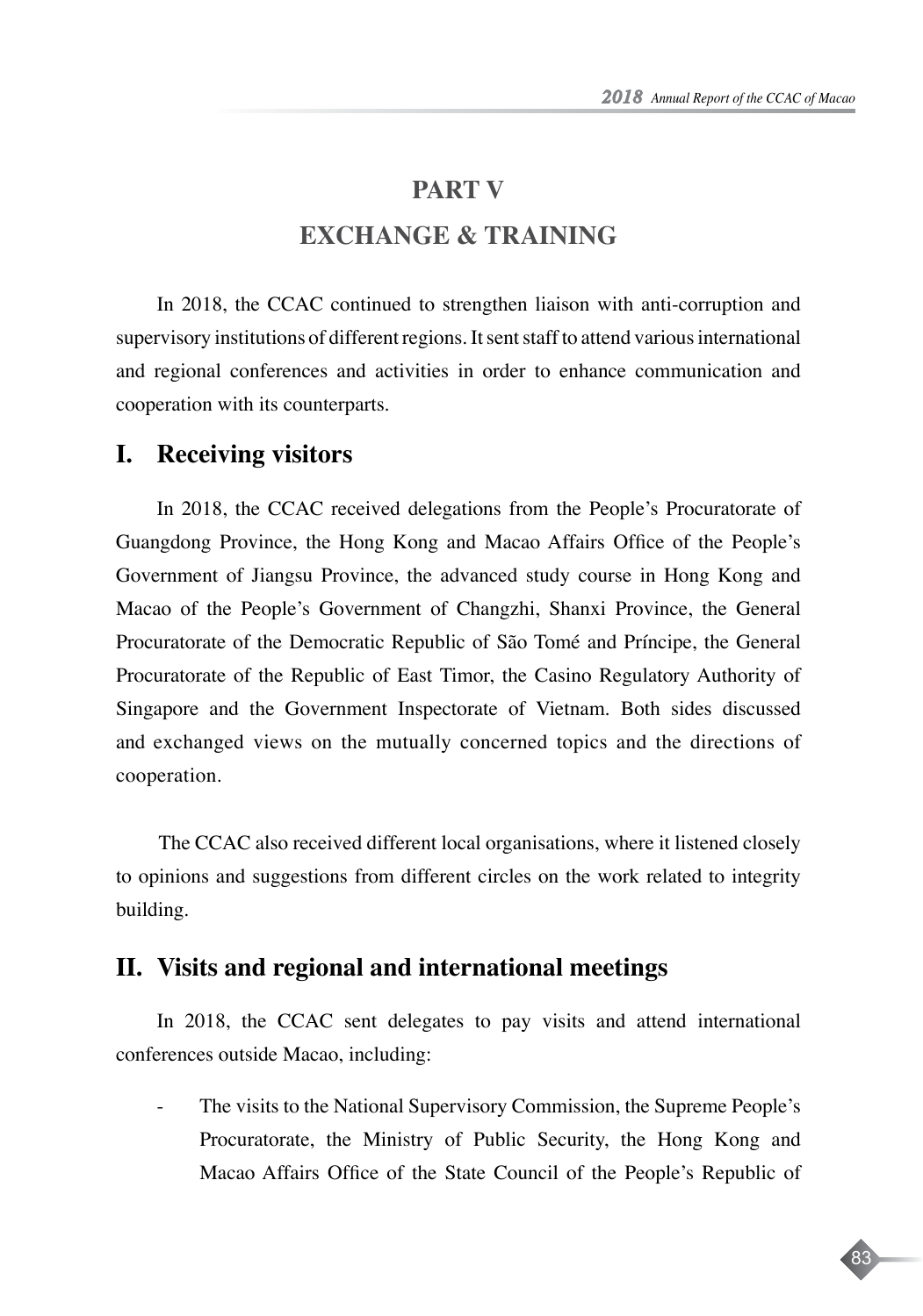# PART V

# EXCHANGE & TRAINING

In 2018, the CCAC continued to strengthen liaison with anti-corruption and supervisory institutions of different regions. It sent staff to attend various international and regional conferences and activities in order to enhance communication and cooperation with its counterparts.

## I. Receiving visitors

In 2018, the CCAC received delegations from the People's Procuratorate of Guangdong Province, the Hong Kong and Macao Affairs Office of the People's Government of Jiangsu Province, the advanced study course in Hong Kong and Macao of the People's Government of Changzhi, Shanxi Province, the General Procuratorate of the Democratic Republic of São Tomé and Príncipe, the General Procuratorate of the Republic of East Timor, the Casino Regulatory Authority of Singapore and the Government Inspectorate of Vietnam. Both sides discussed and exchanged views on the mutually concerned topics and the directions of cooperation.

The CCAC also received different local organisations, where it listened closely to opinions and suggestions from different circles on the work related to integrity building.

## II. Visits and regional and international meetings

In 2018, the CCAC sent delegates to pay visits and attend international conferences outside Macao, including:

- The visits to the National Supervisory Commission, the Supreme People's Procuratorate, the Ministry of Public Security, the Hong Kong and Macao Affairs Office of the State Council of the People's Republic of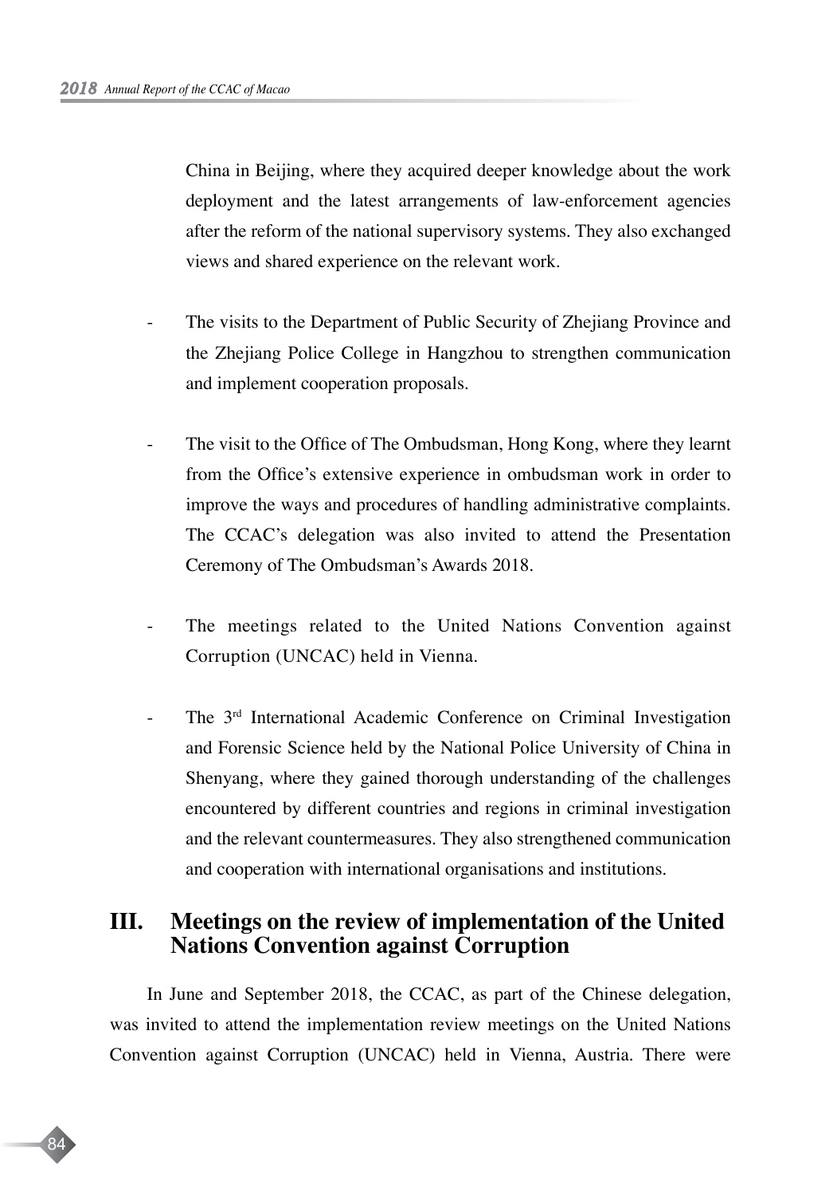China in Beijing, where they acquired deeper knowledge about the work deployment and the latest arrangements of law-enforcement agencies after the reform of the national supervisory systems. They also exchanged views and shared experience on the relevant work.

- The visits to the Department of Public Security of Zhejiang Province and the Zhejiang Police College in Hangzhou to strengthen communication and implement cooperation proposals.

- The visit to the Office of The Ombudsman, Hong Kong, where they learnt from the Office's extensive experience in ombudsman work in order to improve the ways and procedures of handling administrative complaints. The CCAC's delegation was also invited to attend the Presentation Ceremony of The Ombudsman's Awards 2018.

- The meetings related to the United Nations Convention against Corruption (UNCAC) held in Vienna.

- The 3rd International Academic Conference on Criminal Investigation and Forensic Science held by the National Police University of China in Shenyang, where they gained thorough understanding of the challenges encountered by different countries and regions in criminal investigation and the relevant countermeasures. They also strengthened communication and cooperation with international organisations and institutions.

## III. Meetings on the review of implementation of the United Nations Convention against Corruption

In June and September 2018, the CCAC, as part of the Chinese delegation, was invited to attend the implementation review meetings on the United Nations Convention against Corruption (UNCAC) held in Vienna, Austria. There were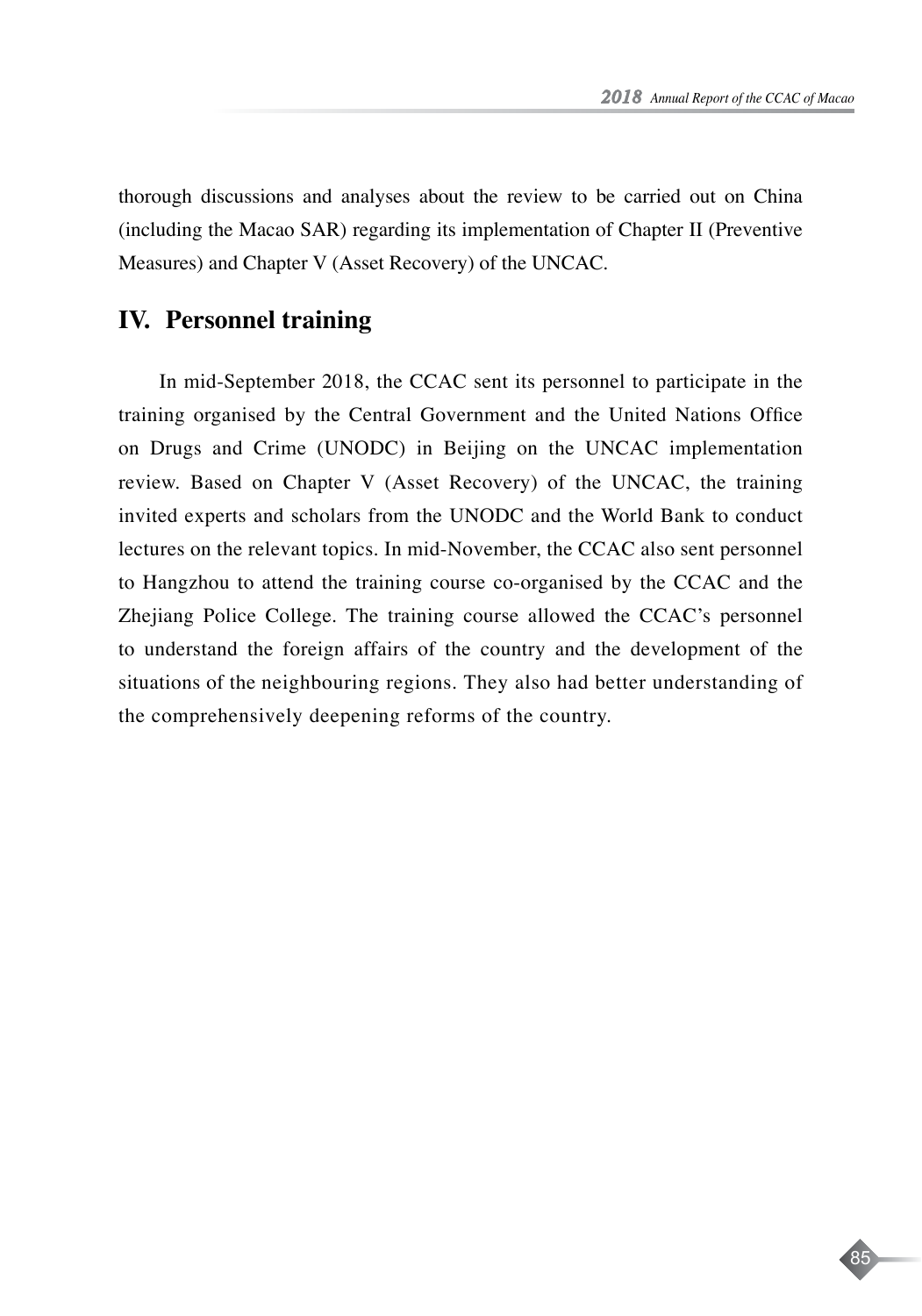thorough discussions and analyses about the review to be carried out on China (including the Macao SAR) regarding its implementation of Chapter II (Preventive Measures) and Chapter V (Asset Recovery) of the UNCAC.

## IV. Personnel training

In mid-September 2018, the CCAC sent its personnel to participate in the training organised by the Central Government and the United Nations Office on Drugs and Crime (UNODC) in Beijing on the UNCAC implementation review. Based on Chapter V (Asset Recovery) of the UNCAC, the training invited experts and scholars from the UNODC and the World Bank to conduct lectures on the relevant topics. In mid-November, the CCAC also sent personnel to Hangzhou to attend the training course co-organised by the CCAC and the Zhejiang Police College. The training course allowed the CCAC's personnel to understand the foreign affairs of the country and the development of the situations of the neighbouring regions. They also had better understanding of the comprehensively deepening reforms of the country.